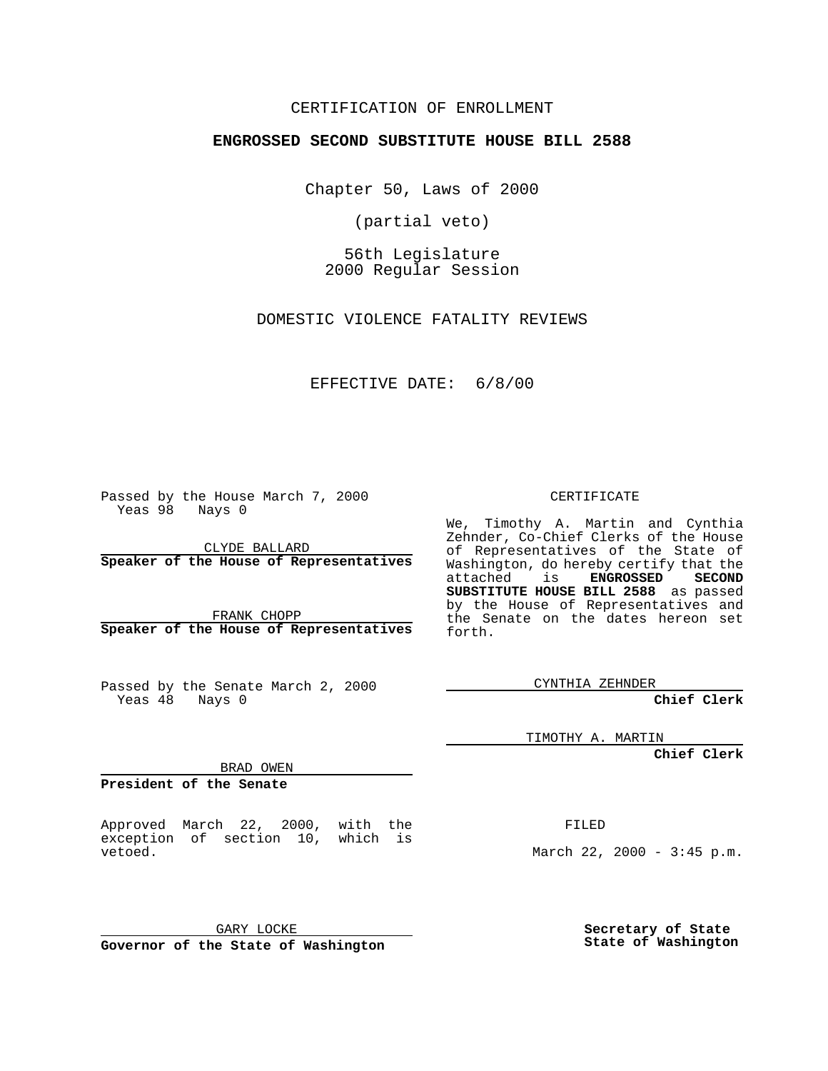CERTIFICATION OF ENROLLMENT

**ENGROSSED SECOND SUBSTITUTE HOUSE BILL 2588**

Chapter 50, Laws of 2000

(partial veto)

56th Legislature
2000 Regular Session

DOMESTIC VIOLENCE FATALITY REVIEWS

EFFECTIVE DATE: 6/8/00

Passed by the House March 7, 2000
Yeas 98 Nays 0

CLYDE BALLARD
**Speaker of the House of Representatives**

FRANK CHOPP
**Speaker of the House of Representatives**

Passed by the Senate March 2, 2000
Yeas 48 Nays 0

BRAD OWEN
**President of the Senate**

Approved March 22, 2000, with the exception of section 10, which is vetoed.

GARY LOCKE
**Governor of the State of Washington**

CERTIFICATE

We, Timothy A. Martin and Cynthia Zehnder, Co-Chief Clerks of the House of Representatives of the State of Washington, do hereby certify that the attached is **ENGROSSED SECOND SUBSTITUTE HOUSE BILL 2588** as passed by the House of Representatives and the Senate on the dates hereon set forth.

CYNTHIA ZEHNDER
**Chief Clerk**

TIMOTHY A. MARTIN
**Chief Clerk**

FILED

March 22, 2000 - 3:45 p.m.

**Secretary of State**
**State of Washington**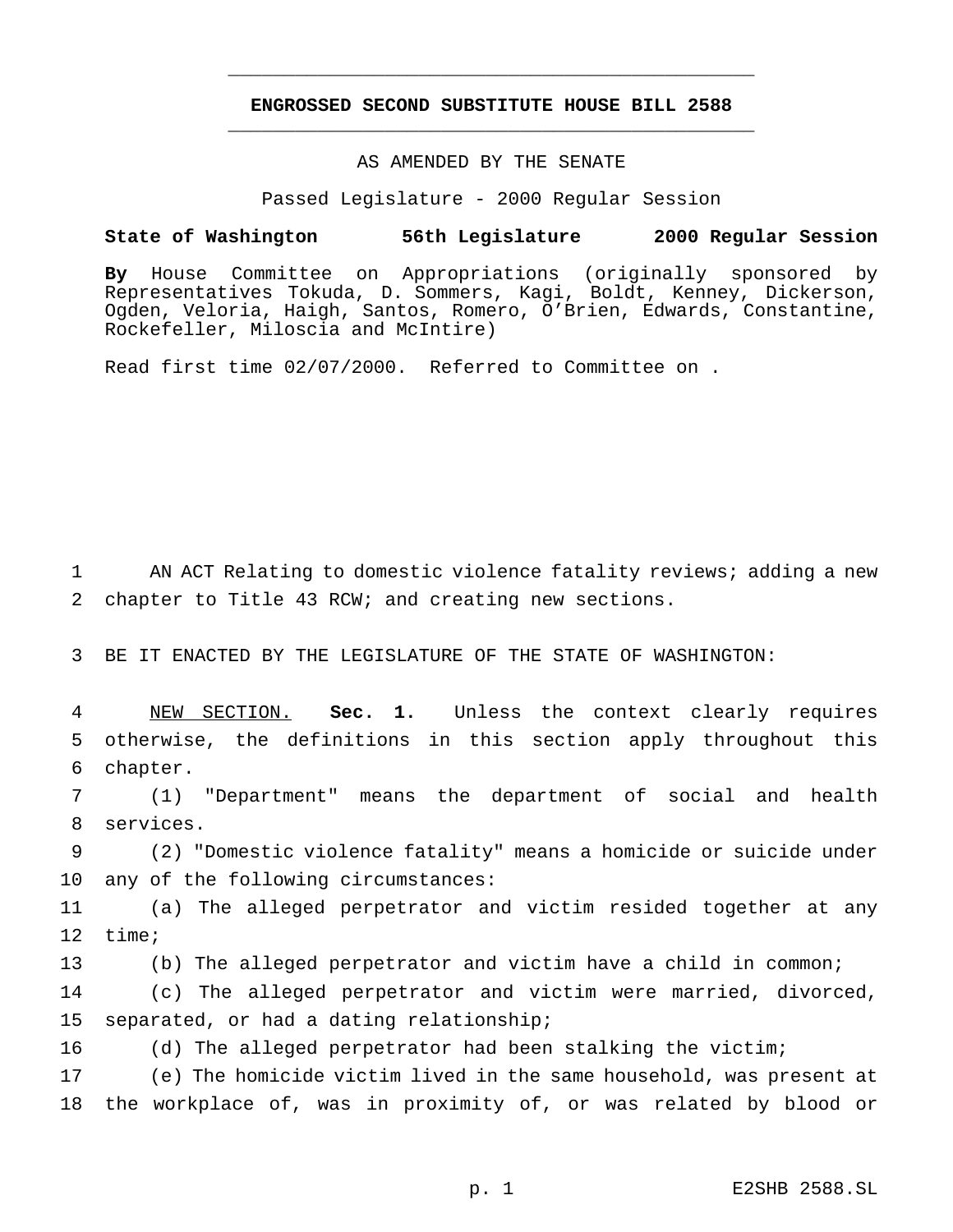**ENGROSSED SECOND SUBSTITUTE HOUSE BILL 2588**

AS AMENDED BY THE SENATE

Passed Legislature - 2000 Regular Session

**State of Washington 56th Legislature 2000 Regular Session**

**By** House Committee on Appropriations (originally sponsored by Representatives Tokuda, D. Sommers, Kagi, Boldt, Kenney, Dickerson, Ogden, Veloria, Haigh, Santos, Romero, O'Brien, Edwards, Constantine, Rockefeller, Miloscia and McIntire)

Read first time 02/07/2000. Referred to Committee on .

AN ACT Relating to domestic violence fatality reviews; adding a new chapter to Title 43 RCW; and creating new sections.

BE IT ENACTED BY THE LEGISLATURE OF THE STATE OF WASHINGTON:

NEW SECTION. **Sec. 1.** Unless the context clearly requires otherwise, the definitions in this section apply throughout this chapter.

(1) "Department" means the department of social and health services.

(2) "Domestic violence fatality" means a homicide or suicide under any of the following circumstances:

(a) The alleged perpetrator and victim resided together at any time;

(b) The alleged perpetrator and victim have a child in common;

(c) The alleged perpetrator and victim were married, divorced, separated, or had a dating relationship;

(d) The alleged perpetrator had been stalking the victim;

(e) The homicide victim lived in the same household, was present at the workplace of, was in proximity of, or was related by blood or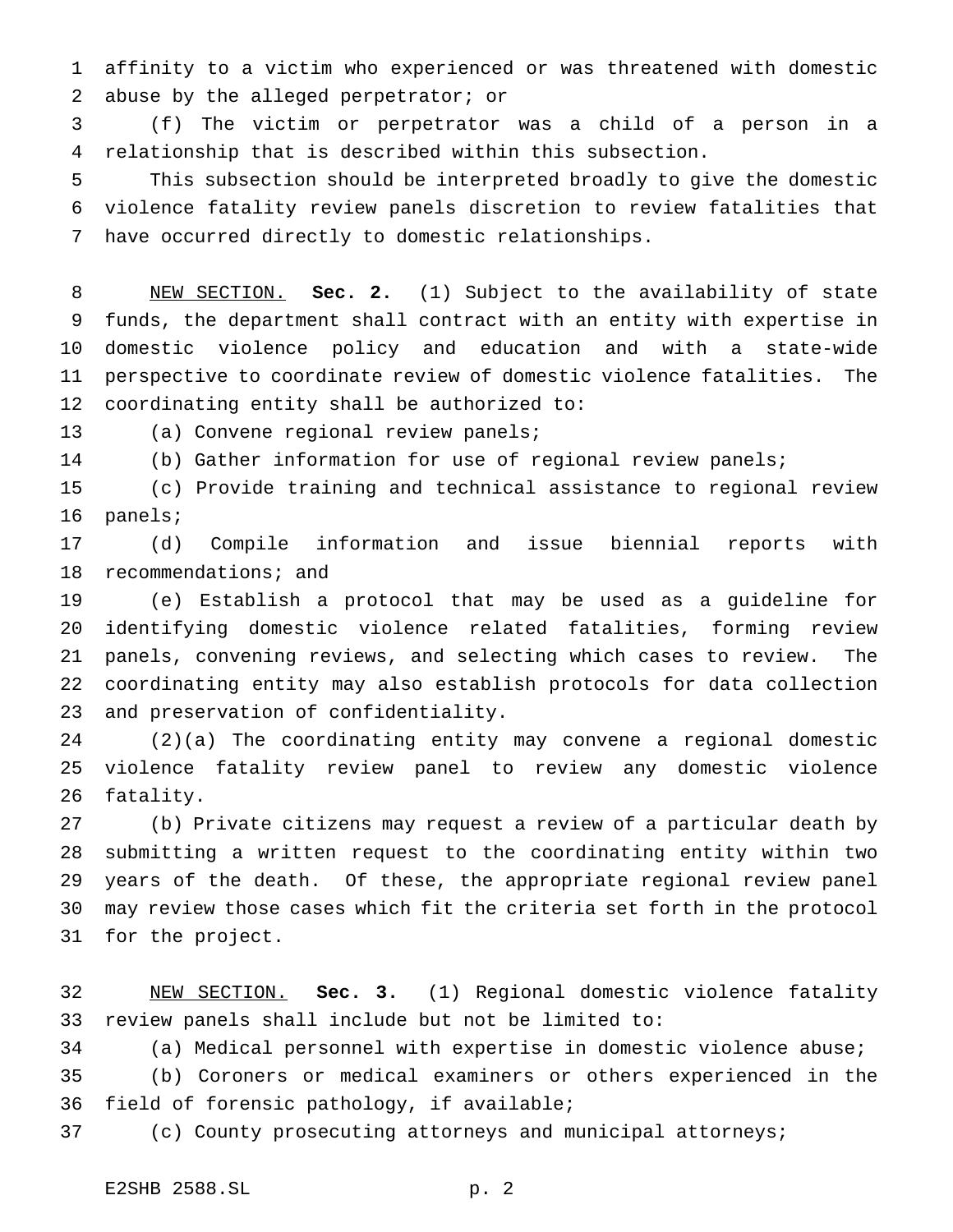affinity to a victim who experienced or was threatened with domestic abuse by the alleged perpetrator; or

(f) The victim or perpetrator was a child of a person in a relationship that is described within this subsection.

This subsection should be interpreted broadly to give the domestic violence fatality review panels discretion to review fatalities that have occurred directly to domestic relationships.

NEW SECTION. **Sec. 2.** (1) Subject to the availability of state funds, the department shall contract with an entity with expertise in domestic violence policy and education and with a state-wide perspective to coordinate review of domestic violence fatalities. The coordinating entity shall be authorized to:

(a) Convene regional review panels;

(b) Gather information for use of regional review panels;

(c) Provide training and technical assistance to regional review panels;

(d) Compile information and issue biennial reports with recommendations; and

(e) Establish a protocol that may be used as a guideline for identifying domestic violence related fatalities, forming review panels, convening reviews, and selecting which cases to review. The coordinating entity may also establish protocols for data collection and preservation of confidentiality.

(2)(a) The coordinating entity may convene a regional domestic violence fatality review panel to review any domestic violence fatality.

(b) Private citizens may request a review of a particular death by submitting a written request to the coordinating entity within two years of the death. Of these, the appropriate regional review panel may review those cases which fit the criteria set forth in the protocol for the project.

NEW SECTION. **Sec. 3.** (1) Regional domestic violence fatality review panels shall include but not be limited to:

(a) Medical personnel with expertise in domestic violence abuse;

(b) Coroners or medical examiners or others experienced in the field of forensic pathology, if available;

(c) County prosecuting attorneys and municipal attorneys;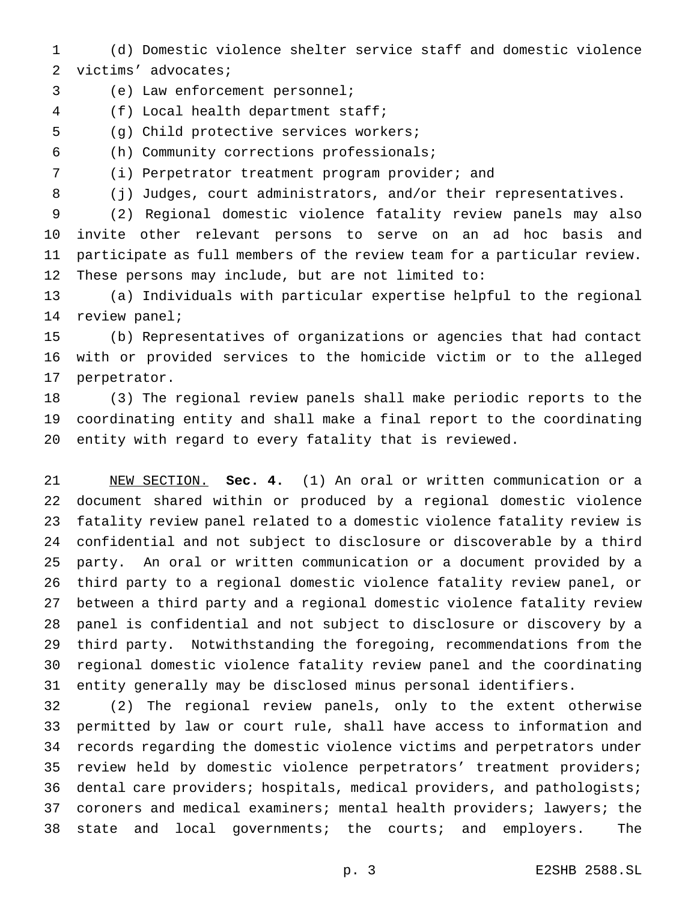(d) Domestic violence shelter service staff and domestic violence victims' advocates;

(e) Law enforcement personnel;

(f) Local health department staff;

(g) Child protective services workers;

(h) Community corrections professionals;

(i) Perpetrator treatment program provider; and

(j) Judges, court administrators, and/or their representatives.

(2) Regional domestic violence fatality review panels may also invite other relevant persons to serve on an ad hoc basis and participate as full members of the review team for a particular review. These persons may include, but are not limited to:

(a) Individuals with particular expertise helpful to the regional review panel;

(b) Representatives of organizations or agencies that had contact with or provided services to the homicide victim or to the alleged perpetrator.

(3) The regional review panels shall make periodic reports to the coordinating entity and shall make a final report to the coordinating entity with regard to every fatality that is reviewed.

NEW SECTION. **Sec. 4.** (1) An oral or written communication or a document shared within or produced by a regional domestic violence fatality review panel related to a domestic violence fatality review is confidential and not subject to disclosure or discoverable by a third party. An oral or written communication or a document provided by a third party to a regional domestic violence fatality review panel, or between a third party and a regional domestic violence fatality review panel is confidential and not subject to disclosure or discovery by a third party. Notwithstanding the foregoing, recommendations from the regional domestic violence fatality review panel and the coordinating entity generally may be disclosed minus personal identifiers.

(2) The regional review panels, only to the extent otherwise permitted by law or court rule, shall have access to information and records regarding the domestic violence victims and perpetrators under review held by domestic violence perpetrators' treatment providers; dental care providers; hospitals, medical providers, and pathologists; coroners and medical examiners; mental health providers; lawyers; the state and local governments; the courts; and employers. The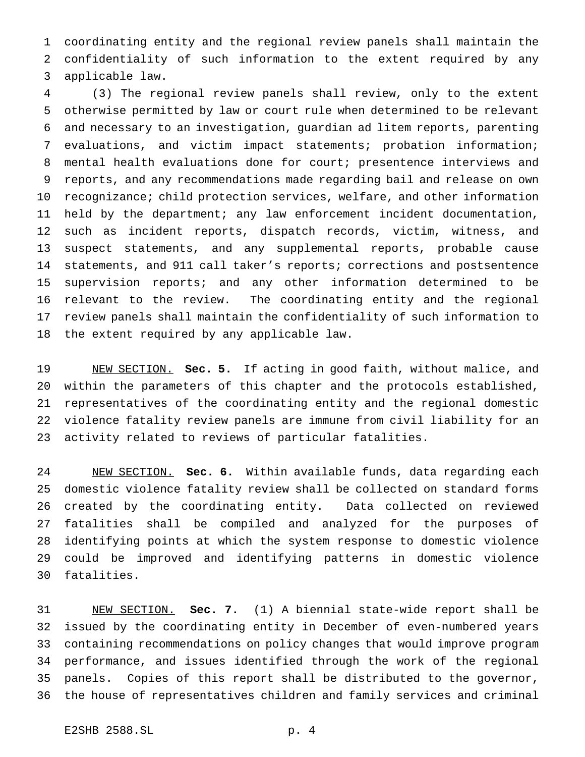coordinating entity and the regional review panels shall maintain the confidentiality of such information to the extent required by any applicable law.

(3) The regional review panels shall review, only to the extent otherwise permitted by law or court rule when determined to be relevant and necessary to an investigation, guardian ad litem reports, parenting evaluations, and victim impact statements; probation information; mental health evaluations done for court; presentence interviews and reports, and any recommendations made regarding bail and release on own recognizance; child protection services, welfare, and other information held by the department; any law enforcement incident documentation, such as incident reports, dispatch records, victim, witness, and suspect statements, and any supplemental reports, probable cause statements, and 911 call taker's reports; corrections and postsentence supervision reports; and any other information determined to be relevant to the review. The coordinating entity and the regional review panels shall maintain the confidentiality of such information to the extent required by any applicable law.

NEW SECTION. **Sec. 5.** If acting in good faith, without malice, and within the parameters of this chapter and the protocols established, representatives of the coordinating entity and the regional domestic violence fatality review panels are immune from civil liability for an activity related to reviews of particular fatalities.

NEW SECTION. **Sec. 6.** Within available funds, data regarding each domestic violence fatality review shall be collected on standard forms created by the coordinating entity. Data collected on reviewed fatalities shall be compiled and analyzed for the purposes of identifying points at which the system response to domestic violence could be improved and identifying patterns in domestic violence fatalities.

NEW SECTION. **Sec. 7.** (1) A biennial state-wide report shall be issued by the coordinating entity in December of even-numbered years containing recommendations on policy changes that would improve program performance, and issues identified through the work of the regional panels. Copies of this report shall be distributed to the governor, the house of representatives children and family services and criminal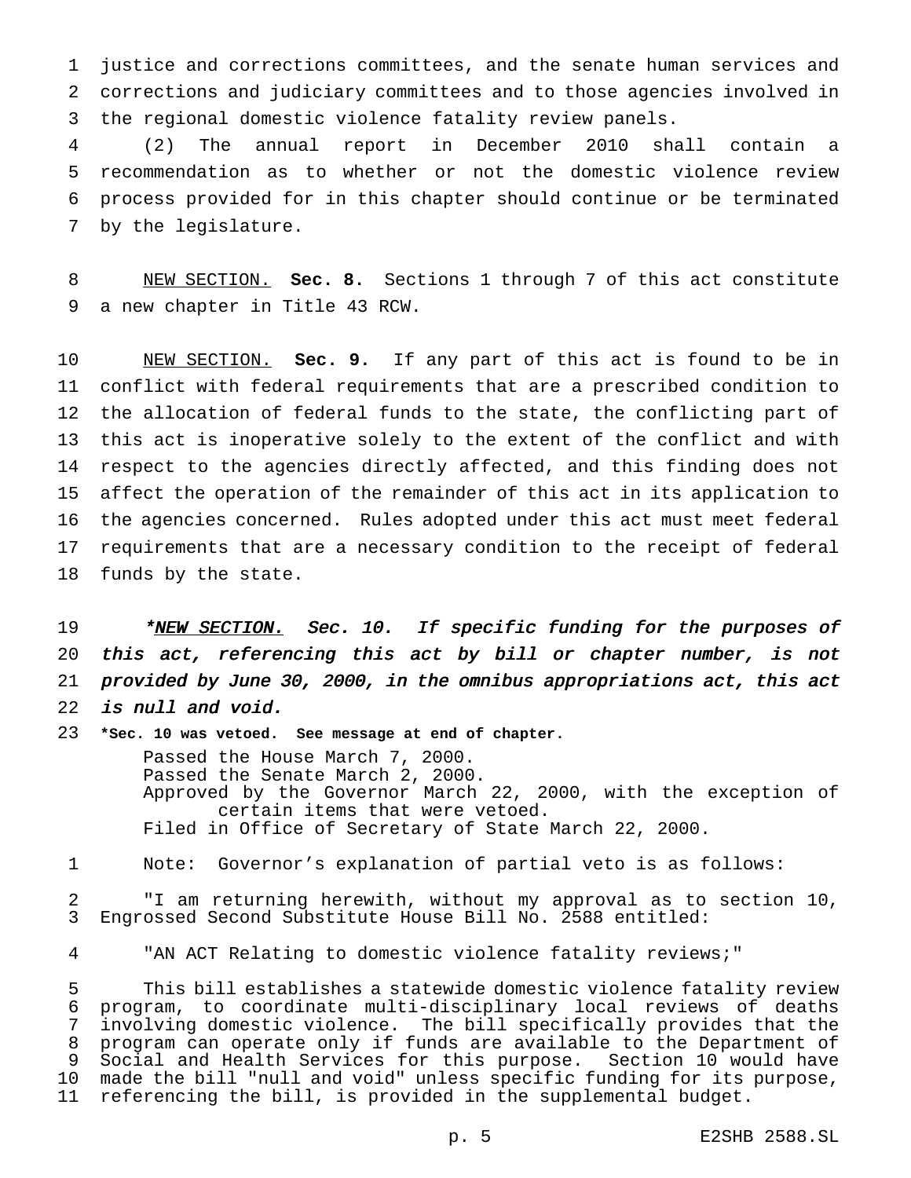justice and corrections committees, and the senate human services and corrections and judiciary committees and to those agencies involved in the regional domestic violence fatality review panels.

(2) The annual report in December 2010 shall contain a recommendation as to whether or not the domestic violence review process provided for in this chapter should continue or be terminated by the legislature.

NEW SECTION. **Sec. 8.** Sections 1 through 7 of this act constitute a new chapter in Title 43 RCW.

NEW SECTION. **Sec. 9.** If any part of this act is found to be in conflict with federal requirements that are a prescribed condition to the allocation of federal funds to the state, the conflicting part of this act is inoperative solely to the extent of the conflict and with respect to the agencies directly affected, and this finding does not affect the operation of the remainder of this act in its application to the agencies concerned. Rules adopted under this act must meet federal requirements that are a necessary condition to the receipt of federal funds by the state.

*\*NEW SECTION. Sec. 10. If specific funding for the purposes of this act, referencing this act by bill or chapter number, is not provided by June 30, 2000, in the omnibus appropriations act, this act is null and void.*

**\*Sec. 10 was vetoed. See message at end of chapter.**

Passed the House March 7, 2000.
Passed the Senate March 2, 2000.
Approved by the Governor March 22, 2000, with the exception of certain items that were vetoed.
Filed in Office of Secretary of State March 22, 2000.

Note: Governor's explanation of partial veto is as follows:

"I am returning herewith, without my approval as to section 10, Engrossed Second Substitute House Bill No. 2588 entitled:

"AN ACT Relating to domestic violence fatality reviews;"

This bill establishes a statewide domestic violence fatality review program, to coordinate multi-disciplinary local reviews of deaths involving domestic violence. The bill specifically provides that the program can operate only if funds are available to the Department of Social and Health Services for this purpose. Section 10 would have made the bill "null and void" unless specific funding for its purpose, referencing the bill, is provided in the supplemental budget.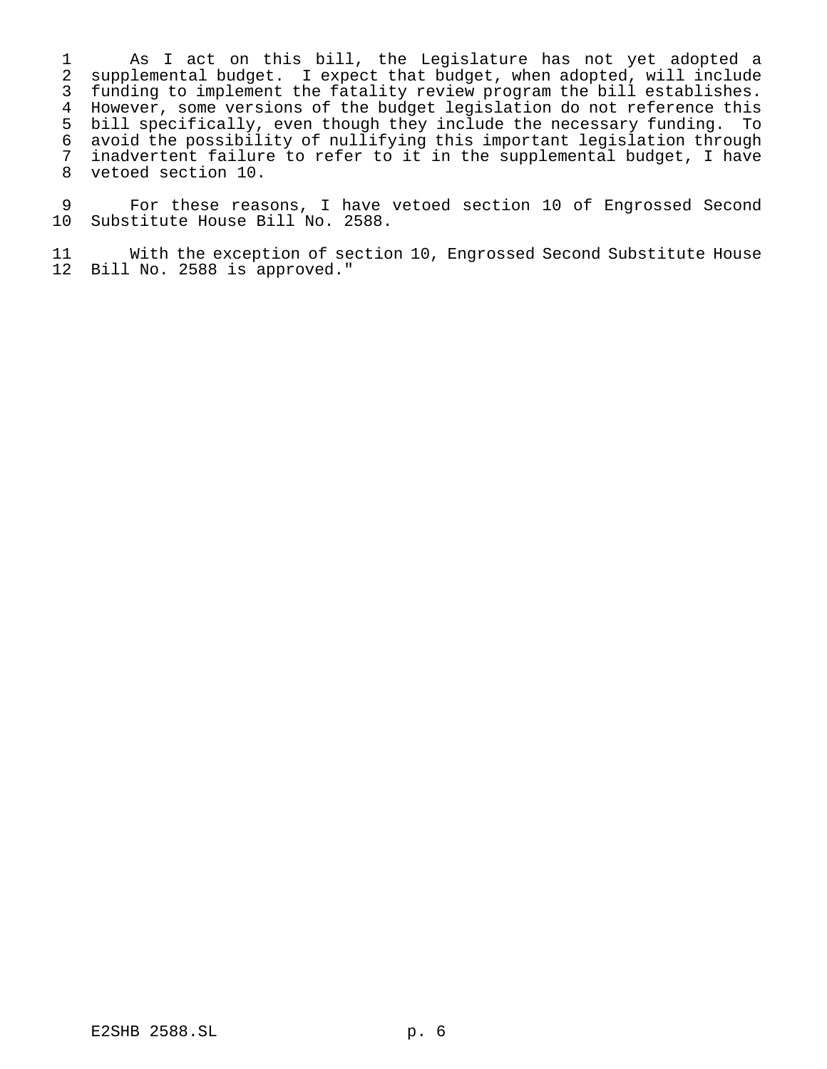As I act on this bill, the Legislature has not yet adopted a supplemental budget. I expect that budget, when adopted, will include funding to implement the fatality review program the bill establishes. However, some versions of the budget legislation do not reference this bill specifically, even though they include the necessary funding. To avoid the possibility of nullifying this important legislation through inadvertent failure to refer to it in the supplemental budget, I have vetoed section 10.

For these reasons, I have vetoed section 10 of Engrossed Second Substitute House Bill No. 2588.

With the exception of section 10, Engrossed Second Substitute House Bill No. 2588 is approved."